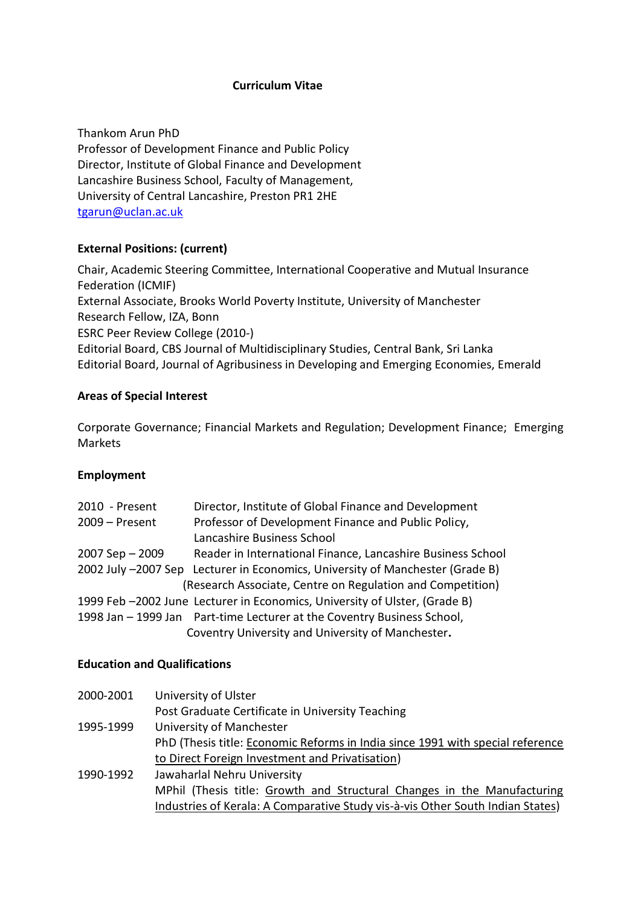# Curriculum Vitae

Thankom Arun PhD
Professor of Development Finance and Public Policy
Director, Institute of Global Finance and Development
Lancashire Business School, Faculty of Management,
University of Central Lancashire, Preston PR1 2HE
tgarun@uclan.ac.uk

## External Positions: (current)

Chair, Academic Steering Committee, International Cooperative and Mutual Insurance Federation (ICMIF)
External Associate, Brooks World Poverty Institute, University of Manchester
Research Fellow, IZA, Bonn
ESRC Peer Review College (2010-)
Editorial Board, CBS Journal of Multidisciplinary Studies, Central Bank, Sri Lanka
Editorial Board, Journal of Agribusiness in Developing and Emerging Economies, Emerald

## Areas of Special Interest

Corporate Governance; Financial Markets and Regulation; Development Finance; Emerging Markets

## Employment

| | |
|---|---|
| 2010 - Present | Director, Institute of Global Finance and Development |
| 2009 – Present | Professor of Development Finance and Public Policy, Lancashire Business School |
| 2007 Sep – 2009 | Reader in International Finance, Lancashire Business School |
| 2002 July –2007 Sep | Lecturer in Economics, University of Manchester (Grade B) (Research Associate, Centre on Regulation and Competition) |
| 1999 Feb –2002 June | Lecturer in Economics, University of Ulster, (Grade B) |
| 1998 Jan – 1999 Jan | Part-time Lecturer at the Coventry Business School, Coventry University and University of Manchester. |

## Education and Qualifications

| | |
|---|---|
| 2000-2001 | University of Ulster<br>Post Graduate Certificate in University Teaching |
| 1995-1999 | University of Manchester<br>PhD (Thesis title: Economic Reforms in India since 1991 with special reference to Direct Foreign Investment and Privatisation) |
| 1990-1992 | Jawaharlal Nehru University<br>MPhil (Thesis title: Growth and Structural Changes in the Manufacturing Industries of Kerala: A Comparative Study vis-à-vis Other South Indian States) |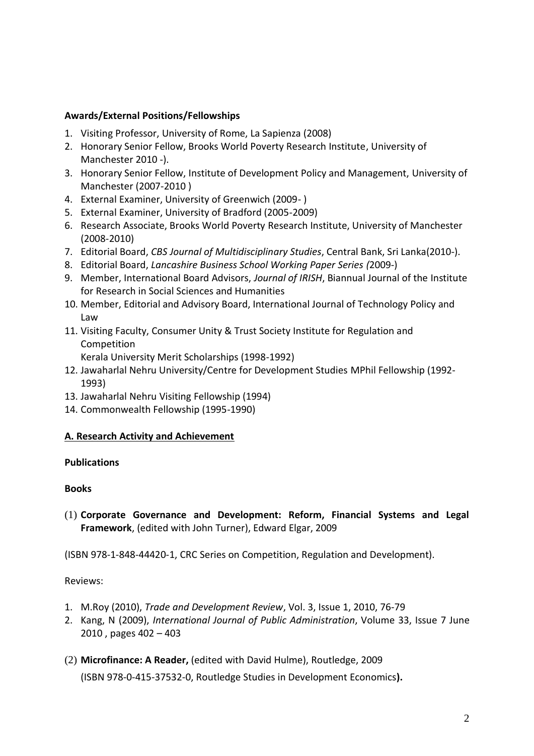**Awards/External Positions/Fellowships**

1. Visiting Professor, University of Rome, La Sapienza (2008)
2. Honorary Senior Fellow, Brooks World Poverty Research Institute, University of Manchester 2010 -).
3. Honorary Senior Fellow, Institute of Development Policy and Management, University of Manchester (2007-2010 )
4. External Examiner, University of Greenwich (2009- )
5. External Examiner, University of Bradford (2005-2009)
6. Research Associate, Brooks World Poverty Research Institute, University of Manchester (2008-2010)
7. Editorial Board, *CBS Journal of Multidisciplinary Studies*, Central Bank, Sri Lanka(2010-).
8. Editorial Board, *Lancashire Business School Working Paper Series (*2009-)
9. Member, International Board Advisors, *Journal of IRISH*, Biannual Journal of the Institute for Research in Social Sciences and Humanities
10. Member, Editorial and Advisory Board, International Journal of Technology Policy and Law
11. Visiting Faculty, Consumer Unity & Trust Society Institute for Regulation and Competition
    Kerala University Merit Scholarships (1998-1992)
12. Jawaharlal Nehru University/Centre for Development Studies MPhil Fellowship (1992-1993)
13. Jawaharlal Nehru Visiting Fellowship (1994)
14. Commonwealth Fellowship (1995-1990)

**A. Research Activity and Achievement**

**Publications**

**Books**

(1) **Corporate Governance and Development: Reform, Financial Systems and Legal Framework**, (edited with John Turner), Edward Elgar, 2009

(ISBN 978-1-848-44420-1, CRC Series on Competition, Regulation and Development).

Reviews:

1. M.Roy (2010), *Trade and Development Review*, Vol. 3, Issue 1, 2010, 76-79
2. Kang, N (2009), *International Journal of Public Administration*, Volume 33, Issue 7 June 2010 , pages 402 – 403

(2) **Microfinance: A Reader,** (edited with David Hulme), Routledge, 2009

(ISBN 978-0-415-37532-0, Routledge Studies in Development Economics**).**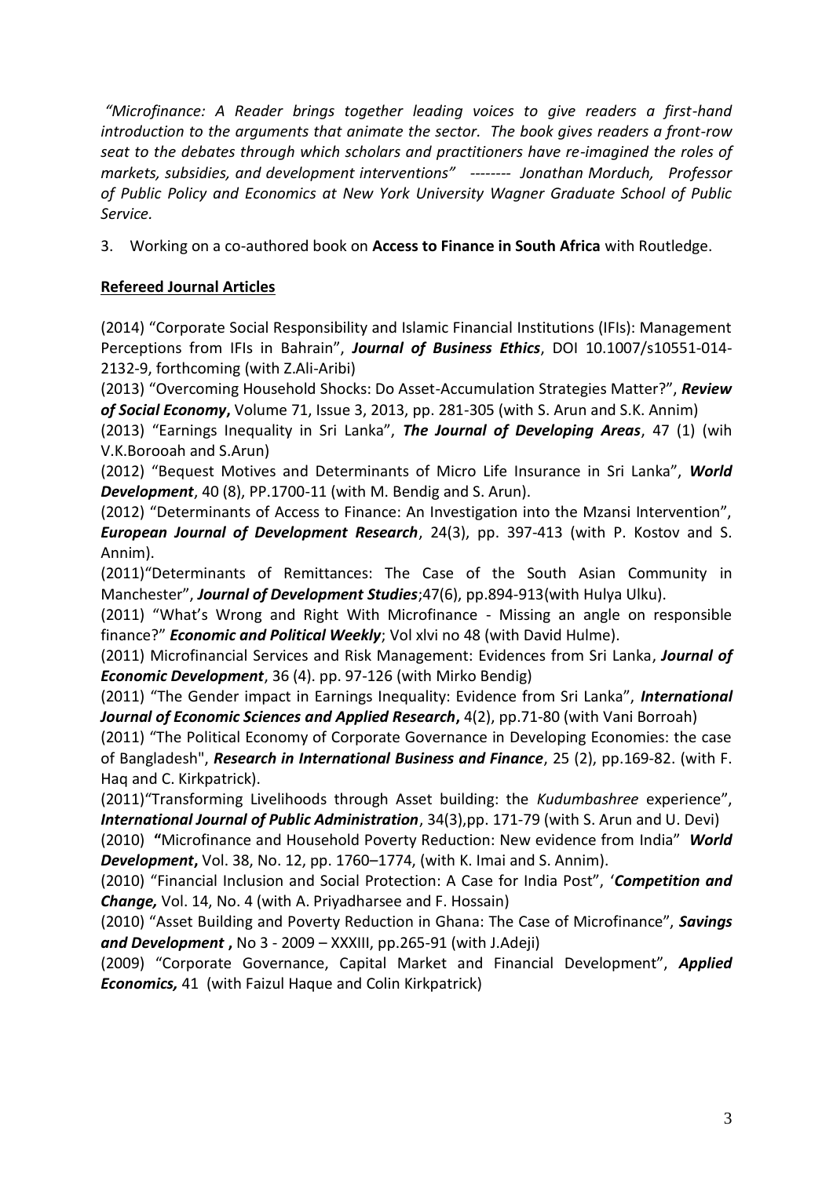*"Microfinance: A Reader brings together leading voices to give readers a first-hand introduction to the arguments that animate the sector. The book gives readers a front-row seat to the debates through which scholars and practitioners have re-imagined the roles of markets, subsidies, and development interventions" -------- Jonathan Morduch, Professor of Public Policy and Economics at New York University Wagner Graduate School of Public Service.*

3. Working on a co-authored book on **Access to Finance in South Africa** with Routledge.

## Refereed Journal Articles

(2014) "Corporate Social Responsibility and Islamic Financial Institutions (IFIs): Management Perceptions from IFIs in Bahrain", ***Journal of Business Ethics***, DOI 10.1007/s10551-014-2132-9, forthcoming (with Z.Ali-Aribi)

(2013) "Overcoming Household Shocks: Do Asset-Accumulation Strategies Matter?", ***Review of Social Economy*****,** Volume 71, Issue 3, 2013, pp. 281-305 (with S. Arun and S.K. Annim)

(2013) "Earnings Inequality in Sri Lanka", ***The Journal of Developing Areas***, 47 (1) (wih V.K.Borooah and S.Arun)

(2012) "Bequest Motives and Determinants of Micro Life Insurance in Sri Lanka", ***World Development***, 40 (8), PP.1700-11 (with M. Bendig and S. Arun).

(2012) "Determinants of Access to Finance: An Investigation into the Mzansi Intervention", ***European Journal of Development Research***, 24(3), pp. 397-413 (with P. Kostov and S. Annim).

(2011)"Determinants of Remittances: The Case of the South Asian Community in Manchester", ***Journal of Development Studies***;47(6), pp.894-913(with Hulya Ulku).

(2011) "What's Wrong and Right With Microfinance - Missing an angle on responsible finance?" ***Economic and Political Weekly***; Vol xlvi no 48 (with David Hulme).

(2011) Microfinancial Services and Risk Management: Evidences from Sri Lanka, ***Journal of Economic Development***, 36 (4). pp. 97-126 (with Mirko Bendig)

(2011) "The Gender impact in Earnings Inequality: Evidence from Sri Lanka", ***International Journal of Economic Sciences and Applied Research*****,** 4(2), pp.71-80 (with Vani Borroah)

(2011) "The Political Economy of Corporate Governance in Developing Economies: the case of Bangladesh", ***Research in International Business and Finance***, 25 (2), pp.169-82. (with F. Haq and C. Kirkpatrick).

(2011)"Transforming Livelihoods through Asset building: the *Kudumbashree* experience", ***International Journal of Public Administration***, 34(3),pp. 171-79 (with S. Arun and U. Devi)

(2010) **"**Microfinance and Household Poverty Reduction: New evidence from India" ***World Development*****,** Vol. 38, No. 12, pp. 1760–1774, (with K. Imai and S. Annim).

(2010) "Financial Inclusion and Social Protection: A Case for India Post", '***Competition and Change,*** Vol. 14, No. 4 (with A. Priyadharsee and F. Hossain)

(2010) "Asset Building and Poverty Reduction in Ghana: The Case of Microfinance", ***Savings and Development*** **,** No 3 - 2009 – XXXIII, pp.265-91 (with J.Adeji)

(2009) "Corporate Governance, Capital Market and Financial Development", ***Applied Economics,*** 41 (with Faizul Haque and Colin Kirkpatrick)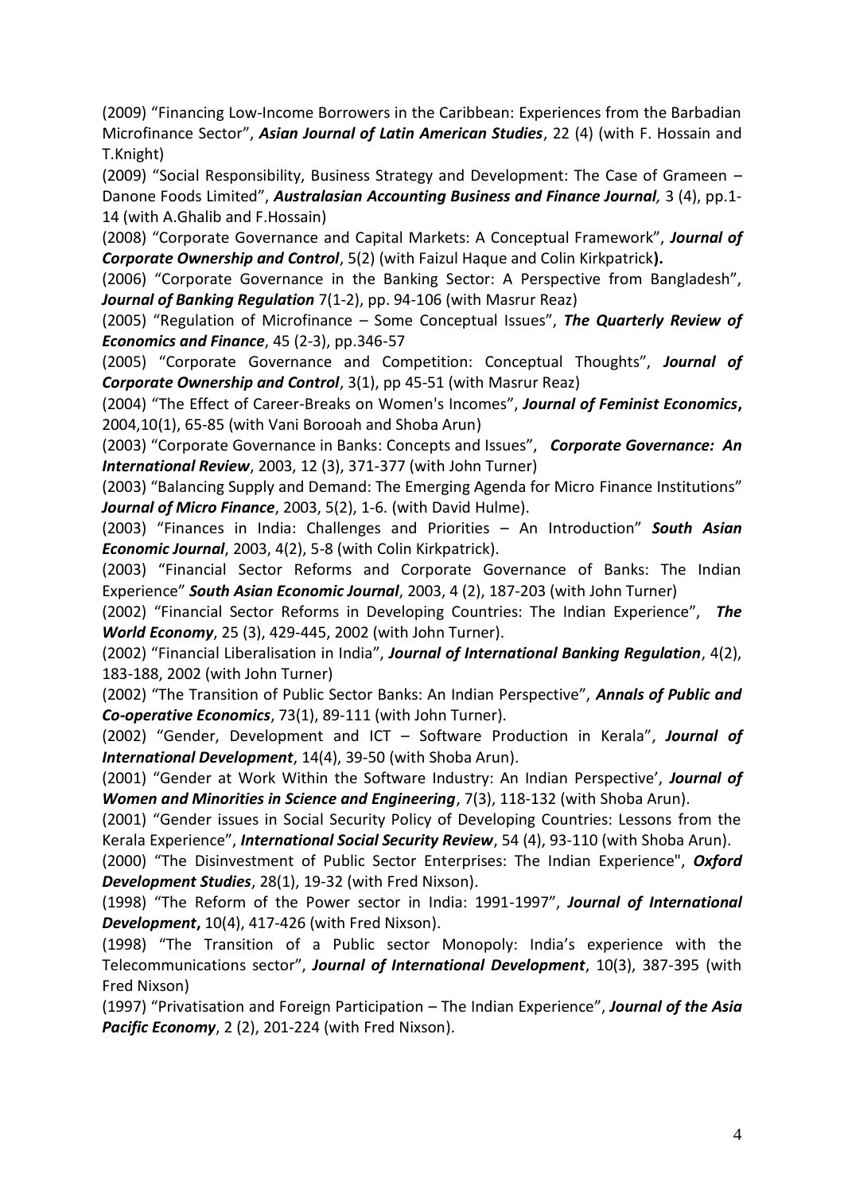(2009) "Financing Low-Income Borrowers in the Caribbean: Experiences from the Barbadian Microfinance Sector", ***Asian Journal of Latin American Studies***, 22 (4) (with F. Hossain and T.Knight)

(2009) "Social Responsibility, Business Strategy and Development: The Case of Grameen – Danone Foods Limited", ***Australasian Accounting Business and Finance Journal,*** 3 (4), pp.1-14 (with A.Ghalib and F.Hossain)

(2008) "Corporate Governance and Capital Markets: A Conceptual Framework", ***Journal of Corporate Ownership and Control***, 5(2) (with Faizul Haque and Colin Kirkpatrick**).**

(2006) "Corporate Governance in the Banking Sector: A Perspective from Bangladesh", ***Journal of Banking Regulation*** 7(1-2), pp. 94-106 (with Masrur Reaz)

(2005) "Regulation of Microfinance – Some Conceptual Issues", ***The Quarterly Review of Economics and Finance***, 45 (2-3), pp.346-57

(2005) "Corporate Governance and Competition: Conceptual Thoughts", ***Journal of Corporate Ownership and Control***, 3(1), pp 45-51 (with Masrur Reaz)

(2004) "The Effect of Career-Breaks on Women's Incomes", ***Journal of Feminist Economics*****,** 2004,10(1), 65-85 (with Vani Borooah and Shoba Arun)

(2003) "Corporate Governance in Banks: Concepts and Issues", ***Corporate Governance: An International Review***, 2003, 12 (3), 371-377 (with John Turner)

(2003) "Balancing Supply and Demand: The Emerging Agenda for Micro Finance Institutions" ***Journal of Micro Finance***, 2003, 5(2), 1-6. (with David Hulme).

(2003) "Finances in India: Challenges and Priorities – An Introduction" ***South Asian Economic Journal***, 2003, 4(2), 5-8 (with Colin Kirkpatrick).

(2003) "Financial Sector Reforms and Corporate Governance of Banks: The Indian Experience" ***South Asian Economic Journal***, 2003, 4 (2), 187-203 (with John Turner)

(2002) "Financial Sector Reforms in Developing Countries: The Indian Experience", ***The World Economy***, 25 (3), 429-445, 2002 (with John Turner).

(2002) "Financial Liberalisation in India", ***Journal of International Banking Regulation***, 4(2), 183-188, 2002 (with John Turner)

(2002) "The Transition of Public Sector Banks: An Indian Perspective", ***Annals of Public and Co-operative Economics***, 73(1), 89-111 (with John Turner).

(2002) "Gender, Development and ICT – Software Production in Kerala", ***Journal of International Development***, 14(4), 39-50 (with Shoba Arun).

(2001) "Gender at Work Within the Software Industry: An Indian Perspective', ***Journal of Women and Minorities in Science and Engineering***, 7(3), 118-132 (with Shoba Arun).

(2001) "Gender issues in Social Security Policy of Developing Countries: Lessons from the Kerala Experience", ***International Social Security Review***, 54 (4), 93-110 (with Shoba Arun).

(2000) "The Disinvestment of Public Sector Enterprises: The Indian Experience", ***Oxford Development Studies***, 28(1), 19-32 (with Fred Nixson).

(1998) "The Reform of the Power sector in India: 1991-1997", ***Journal of International Development*****,** 10(4), 417-426 (with Fred Nixson).

(1998) "The Transition of a Public sector Monopoly: India's experience with the Telecommunications sector", ***Journal of International Development***, 10(3), 387-395 (with Fred Nixson)

(1997) "Privatisation and Foreign Participation – The Indian Experience", ***Journal of the Asia Pacific Economy***, 2 (2), 201-224 (with Fred Nixson).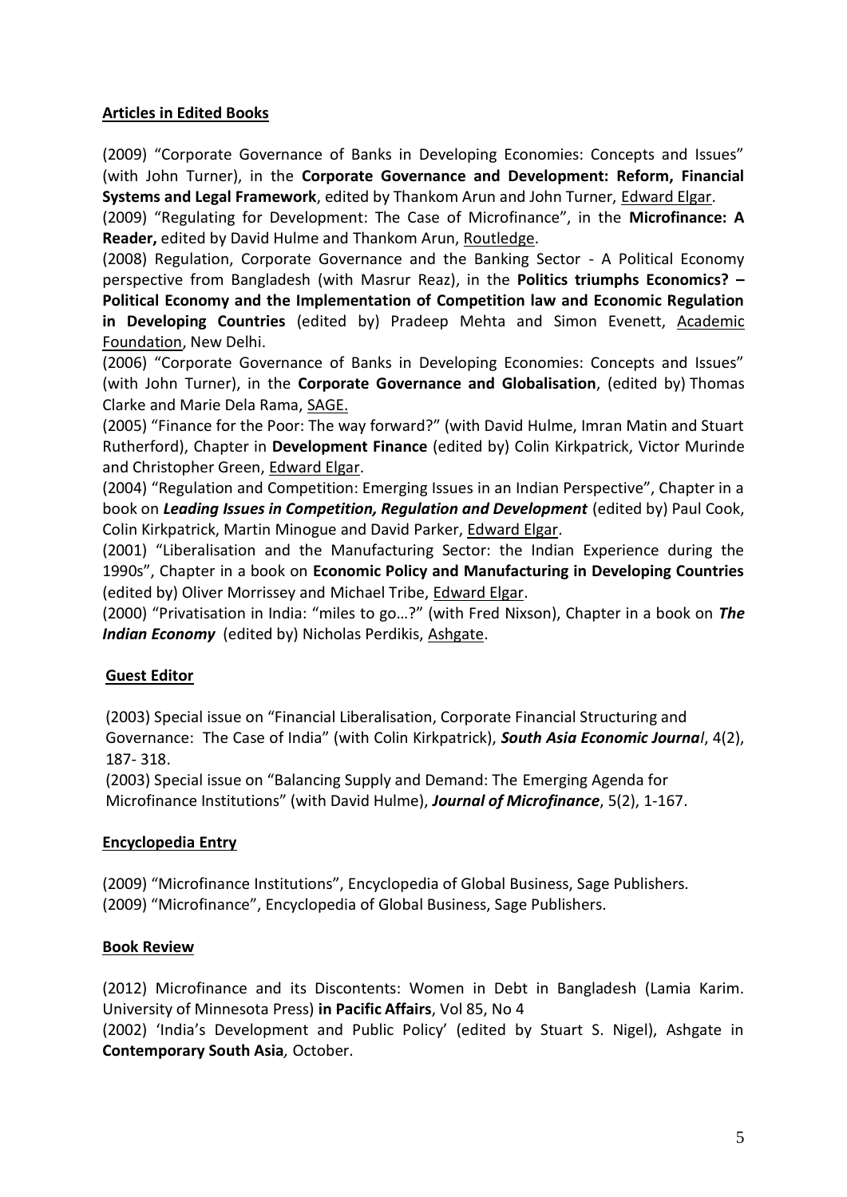## Articles in Edited Books

(2009) "Corporate Governance of Banks in Developing Economies: Concepts and Issues" (with John Turner), in the **Corporate Governance and Development: Reform, Financial Systems and Legal Framework**, edited by Thankom Arun and John Turner, Edward Elgar.

(2009) "Regulating for Development: The Case of Microfinance", in the **Microfinance: A Reader,** edited by David Hulme and Thankom Arun, Routledge.

(2008) Regulation, Corporate Governance and the Banking Sector - A Political Economy perspective from Bangladesh (with Masrur Reaz), in the **Politics triumphs Economics? – Political Economy and the Implementation of Competition law and Economic Regulation in Developing Countries** (edited by) Pradeep Mehta and Simon Evenett, Academic Foundation, New Delhi.

(2006) "Corporate Governance of Banks in Developing Economies: Concepts and Issues" (with John Turner), in the **Corporate Governance and Globalisation**, (edited by) Thomas Clarke and Marie Dela Rama, SAGE.

(2005) "Finance for the Poor: The way forward?" (with David Hulme, Imran Matin and Stuart Rutherford), Chapter in **Development Finance** (edited by) Colin Kirkpatrick, Victor Murinde and Christopher Green, Edward Elgar.

(2004) "Regulation and Competition: Emerging Issues in an Indian Perspective", Chapter in a book on ***Leading Issues in Competition, Regulation and Development*** (edited by) Paul Cook, Colin Kirkpatrick, Martin Minogue and David Parker, Edward Elgar.

(2001) "Liberalisation and the Manufacturing Sector: the Indian Experience during the 1990s", Chapter in a book on **Economic Policy and Manufacturing in Developing Countries** (edited by) Oliver Morrissey and Michael Tribe, Edward Elgar.

(2000) "Privatisation in India: "miles to go…?" (with Fred Nixson), Chapter in a book on ***The Indian Economy*** (edited by) Nicholas Perdikis, Ashgate.

## Guest Editor

(2003) Special issue on "Financial Liberalisation, Corporate Financial Structuring and Governance: The Case of India" (with Colin Kirkpatrick), ***South Asia Economic Journal***, 4(2), 187- 318.

(2003) Special issue on "Balancing Supply and Demand: The Emerging Agenda for Microfinance Institutions" (with David Hulme), ***Journal of Microfinance***, 5(2), 1-167.

## Encyclopedia Entry

(2009) "Microfinance Institutions", Encyclopedia of Global Business, Sage Publishers.

(2009) "Microfinance", Encyclopedia of Global Business, Sage Publishers.

## Book Review

(2012) Microfinance and its Discontents: Women in Debt in Bangladesh (Lamia Karim. University of Minnesota Press) **in Pacific Affairs**, Vol 85, No 4

(2002) 'India's Development and Public Policy' (edited by Stuart S. Nigel), Ashgate in **Contemporary South Asia***,* October.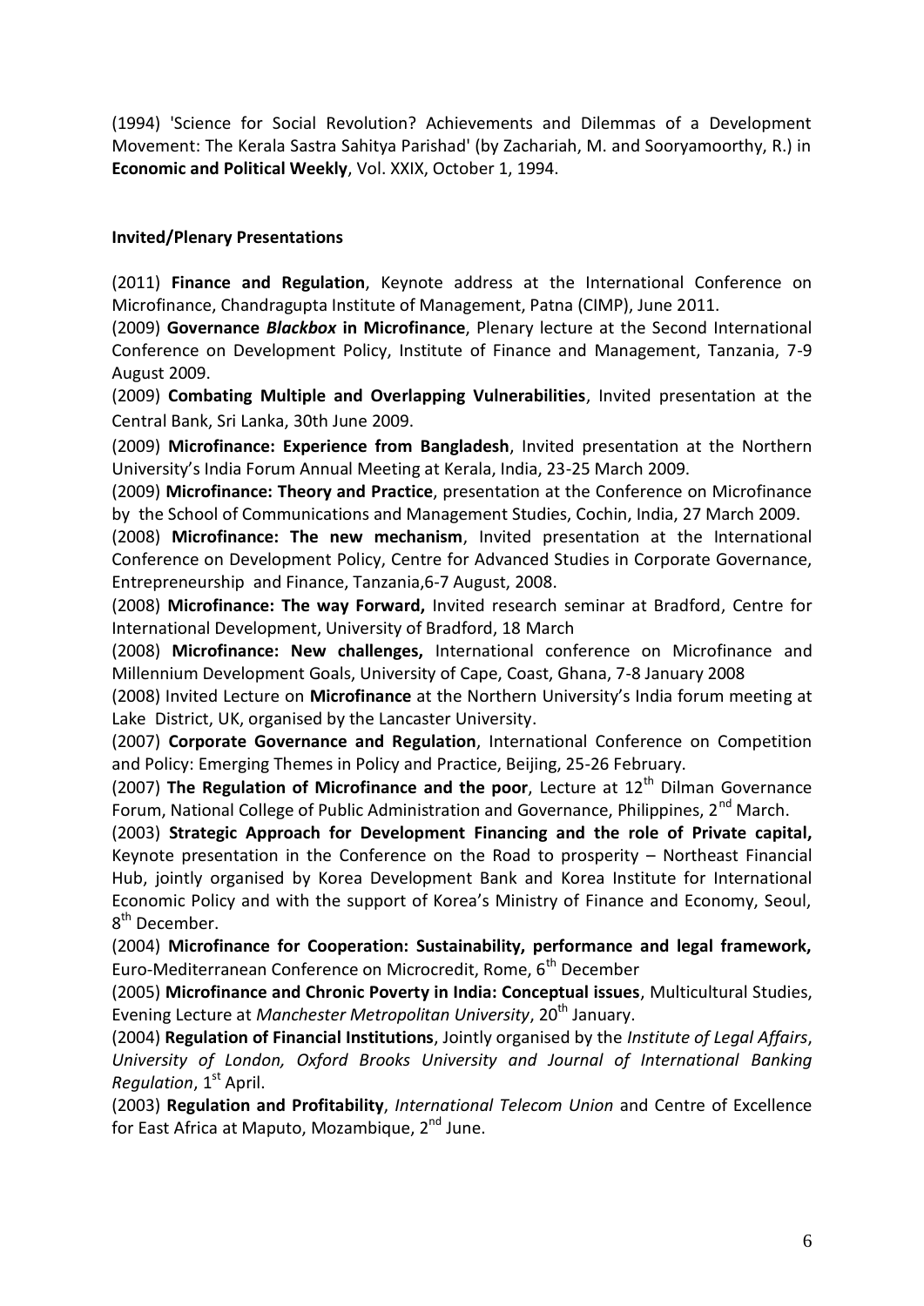(1994) 'Science for Social Revolution? Achievements and Dilemmas of a Development Movement: The Kerala Sastra Sahitya Parishad' (by Zachariah, M. and Sooryamoorthy, R.) in **Economic and Political Weekly**, Vol. XXIX, October 1, 1994.

**Invited/Plenary Presentations**

(2011) **Finance and Regulation**, Keynote address at the International Conference on Microfinance, Chandragupta Institute of Management, Patna (CIMP), June 2011.

(2009) **Governance *Blackbox* in Microfinance**, Plenary lecture at the Second International Conference on Development Policy, Institute of Finance and Management, Tanzania, 7-9 August 2009.

(2009) **Combating Multiple and Overlapping Vulnerabilities**, Invited presentation at the Central Bank, Sri Lanka, 30th June 2009.

(2009) **Microfinance: Experience from Bangladesh**, Invited presentation at the Northern University's India Forum Annual Meeting at Kerala, India, 23-25 March 2009.

(2009) **Microfinance: Theory and Practice**, presentation at the Conference on Microfinance by the School of Communications and Management Studies, Cochin, India, 27 March 2009.

(2008) **Microfinance: The new mechanism**, Invited presentation at the International Conference on Development Policy, Centre for Advanced Studies in Corporate Governance, Entrepreneurship and Finance, Tanzania,6-7 August, 2008.

(2008) **Microfinance: The way Forward,** Invited research seminar at Bradford, Centre for International Development, University of Bradford, 18 March

(2008) **Microfinance: New challenges,** International conference on Microfinance and Millennium Development Goals, University of Cape, Coast, Ghana, 7-8 January 2008

(2008) Invited Lecture on **Microfinance** at the Northern University's India forum meeting at Lake District, UK, organised by the Lancaster University.

(2007) **Corporate Governance and Regulation**, International Conference on Competition and Policy: Emerging Themes in Policy and Practice, Beijing, 25-26 February.

(2007) **The Regulation of Microfinance and the poor**, Lecture at 12th Dilman Governance Forum, National College of Public Administration and Governance, Philippines, 2nd March.

(2003) **Strategic Approach for Development Financing and the role of Private capital,** Keynote presentation in the Conference on the Road to prosperity – Northeast Financial Hub, jointly organised by Korea Development Bank and Korea Institute for International Economic Policy and with the support of Korea's Ministry of Finance and Economy, Seoul, 8th December.

(2004) **Microfinance for Cooperation: Sustainability, performance and legal framework,** Euro-Mediterranean Conference on Microcredit, Rome, 6th December

(2005) **Microfinance and Chronic Poverty in India: Conceptual issues**, Multicultural Studies, Evening Lecture at *Manchester Metropolitan University*, 20th January.

(2004) **Regulation of Financial Institutions**, Jointly organised by the *Institute of Legal Affairs, University of London, Oxford Brooks University and Journal of International Banking Regulation*, 1st April.

(2003) **Regulation and Profitability**, *International Telecom Union* and Centre of Excellence for East Africa at Maputo, Mozambique, 2nd June.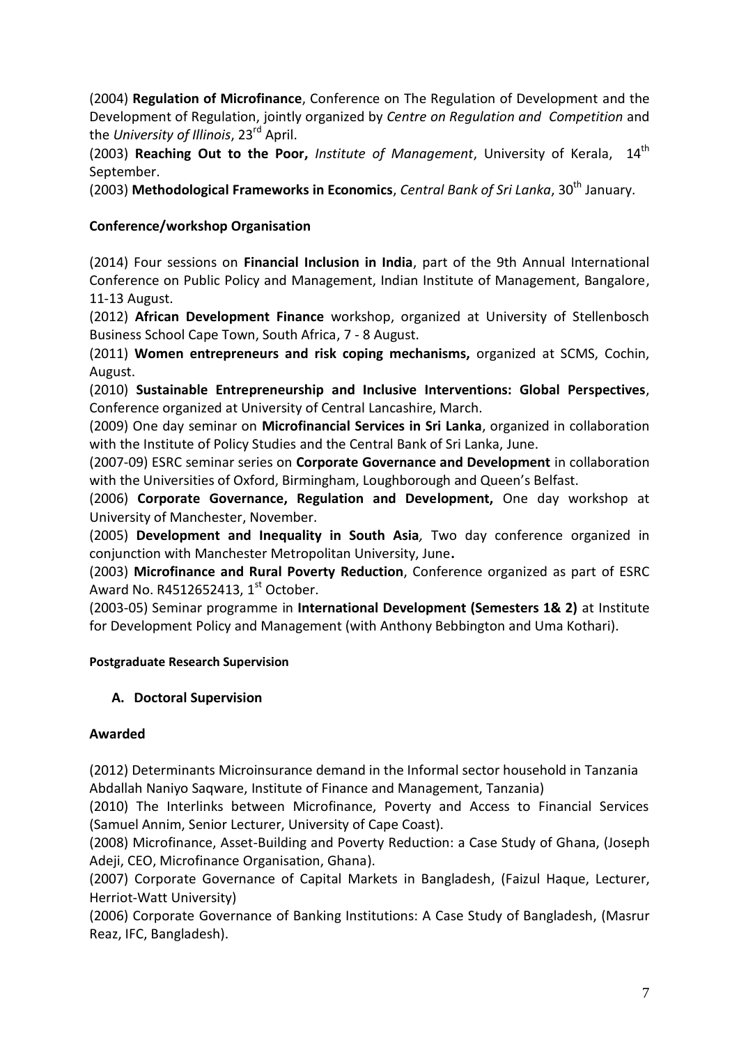(2004) **Regulation of Microfinance**, Conference on The Regulation of Development and the Development of Regulation, jointly organized by *Centre on Regulation and Competition* and the *University of Illinois*, 23rd April.

(2003) **Reaching Out to the Poor,** *Institute of Management*, University of Kerala, 14th September.

(2003) **Methodological Frameworks in Economics**, *Central Bank of Sri Lanka*, 30th January.

**Conference/workshop Organisation**

(2014) Four sessions on **Financial Inclusion in India**, part of the 9th Annual International Conference on Public Policy and Management, Indian Institute of Management, Bangalore, 11-13 August.

(2012) **African Development Finance** workshop, organized at University of Stellenbosch Business School Cape Town, South Africa, 7 - 8 August.

(2011) **Women entrepreneurs and risk coping mechanisms,** organized at SCMS, Cochin, August.

(2010) **Sustainable Entrepreneurship and Inclusive Interventions: Global Perspectives**, Conference organized at University of Central Lancashire, March.

(2009) One day seminar on **Microfinancial Services in Sri Lanka**, organized in collaboration with the Institute of Policy Studies and the Central Bank of Sri Lanka, June.

(2007-09) ESRC seminar series on **Corporate Governance and Development** in collaboration with the Universities of Oxford, Birmingham, Loughborough and Queen's Belfast.

(2006) **Corporate Governance, Regulation and Development,** One day workshop at University of Manchester, November.

(2005) **Development and Inequality in South Asia***,* Two day conference organized in conjunction with Manchester Metropolitan University, June**.**

(2003) **Microfinance and Rural Poverty Reduction**, Conference organized as part of ESRC Award No. R4512652413, 1st October.

(2003-05) Seminar programme in **International Development (Semesters 1& 2)** at Institute for Development Policy and Management (with Anthony Bebbington and Uma Kothari).

**Postgraduate Research Supervision**

**A. Doctoral Supervision**

**Awarded**

(2012) Determinants Microinsurance demand in the Informal sector household in Tanzania Abdallah Naniyo Saqware, Institute of Finance and Management, Tanzania)

(2010) The Interlinks between Microfinance, Poverty and Access to Financial Services (Samuel Annim, Senior Lecturer, University of Cape Coast).

(2008) Microfinance, Asset-Building and Poverty Reduction: a Case Study of Ghana, (Joseph Adeji, CEO, Microfinance Organisation, Ghana).

(2007) Corporate Governance of Capital Markets in Bangladesh, (Faizul Haque, Lecturer, Herriot-Watt University)

(2006) Corporate Governance of Banking Institutions: A Case Study of Bangladesh, (Masrur Reaz, IFC, Bangladesh).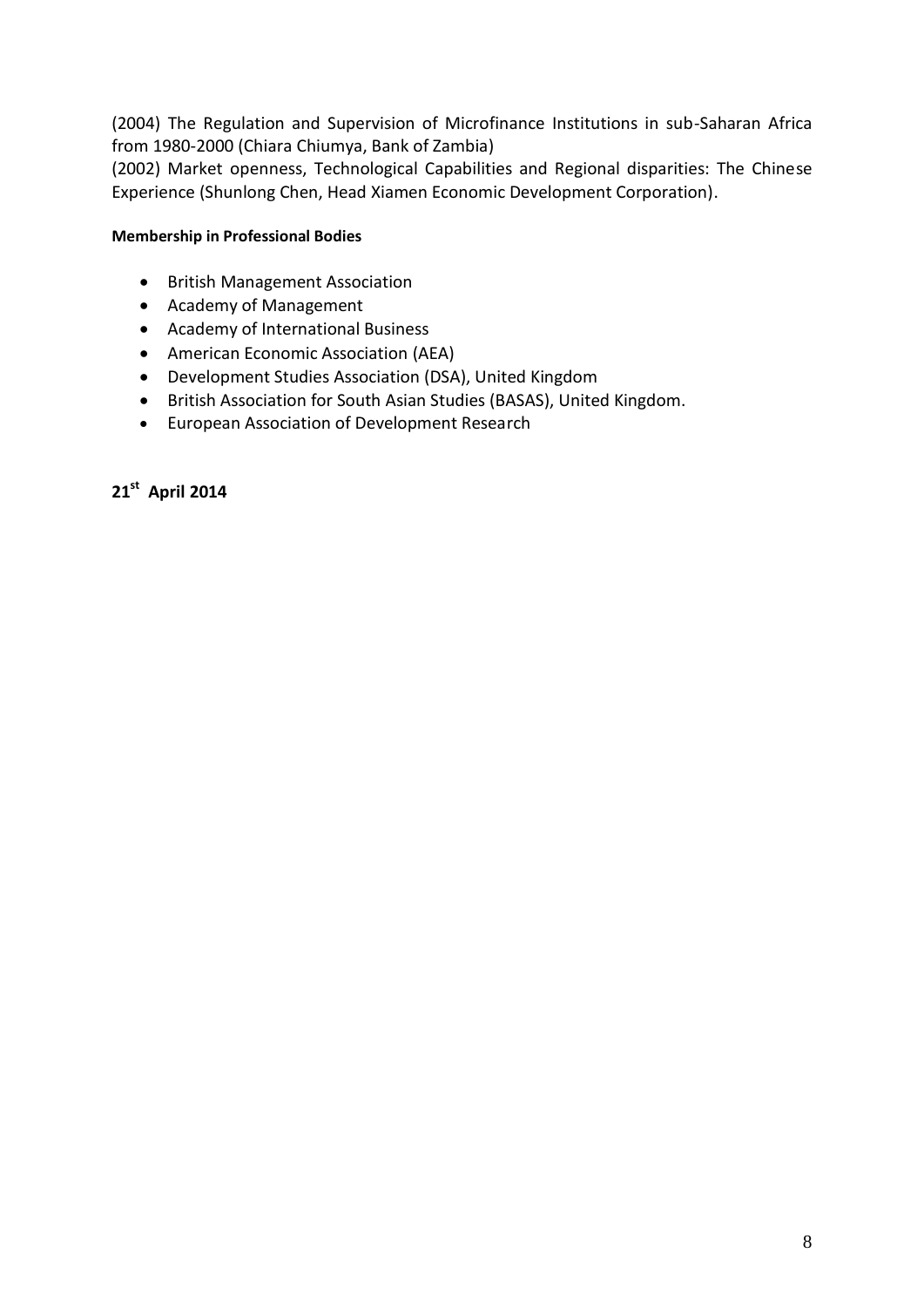(2004) The Regulation and Supervision of Microfinance Institutions in sub-Saharan Africa from 1980-2000 (Chiara Chiumya, Bank of Zambia)

(2002) Market openness, Technological Capabilities and Regional disparities: The Chinese Experience (Shunlong Chen, Head Xiamen Economic Development Corporation).

**Membership in Professional Bodies**

- British Management Association
- Academy of Management
- Academy of International Business
- American Economic Association (AEA)
- Development Studies Association (DSA), United Kingdom
- British Association for South Asian Studies (BASAS), United Kingdom.
- European Association of Development Research

**21st April 2014**